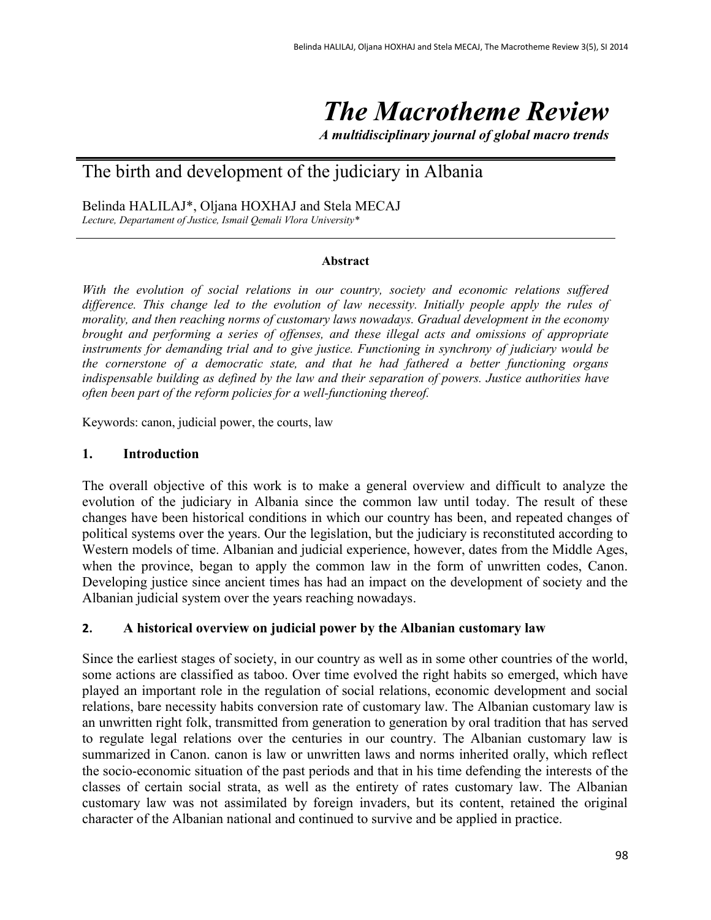# *The Macrotheme Review*

***A multidisciplinary journal of global macro trends***

## The birth and development of the judiciary in Albania

Belinda HALILAJ*, Oljana HOXHAJ and Stela MECAJ

*Lecture, Departament of Justice, Ismail Qemali Vlora University**

**Abstract**

*With the evolution of social relations in our country, society and economic relations suffered difference. This change led to the evolution of law necessity. Initially people apply the rules of morality, and then reaching norms of customary laws nowadays. Gradual development in the economy brought and performing a series of offenses, and these illegal acts and omissions of appropriate instruments for demanding trial and to give justice. Functioning in synchrony of judiciary would be the cornerstone of a democratic state, and that he had fathered a better functioning organs indispensable building as defined by the law and their separation of powers. Justice authorities have often been part of the reform policies for a well-functioning thereof.*

Keywords: canon, judicial power, the courts, law

### 1. Introduction

The overall objective of this work is to make a general overview and difficult to analyze the evolution of the judiciary in Albania since the common law until today. The result of these changes have been historical conditions in which our country has been, and repeated changes of political systems over the years. Our the legislation, but the judiciary is reconstituted according to Western models of time. Albanian and judicial experience, however, dates from the Middle Ages, when the province, began to apply the common law in the form of unwritten codes, Canon. Developing justice since ancient times has had an impact on the development of society and the Albanian judicial system over the years reaching nowadays.

### 2. A historical overview on judicial power by the Albanian customary law

Since the earliest stages of society, in our country as well as in some other countries of the world, some actions are classified as taboo. Over time evolved the right habits so emerged, which have played an important role in the regulation of social relations, economic development and social relations, bare necessity habits conversion rate of customary law. The Albanian customary law is an unwritten right folk, transmitted from generation to generation by oral tradition that has served to regulate legal relations over the centuries in our country. The Albanian customary law is summarized in Canon. canon is law or unwritten laws and norms inherited orally, which reflect the socio-economic situation of the past periods and that in his time defending the interests of the classes of certain social strata, as well as the entirety of rates customary law. The Albanian customary law was not assimilated by foreign invaders, but its content, retained the original character of the Albanian national and continued to survive and be applied in practice.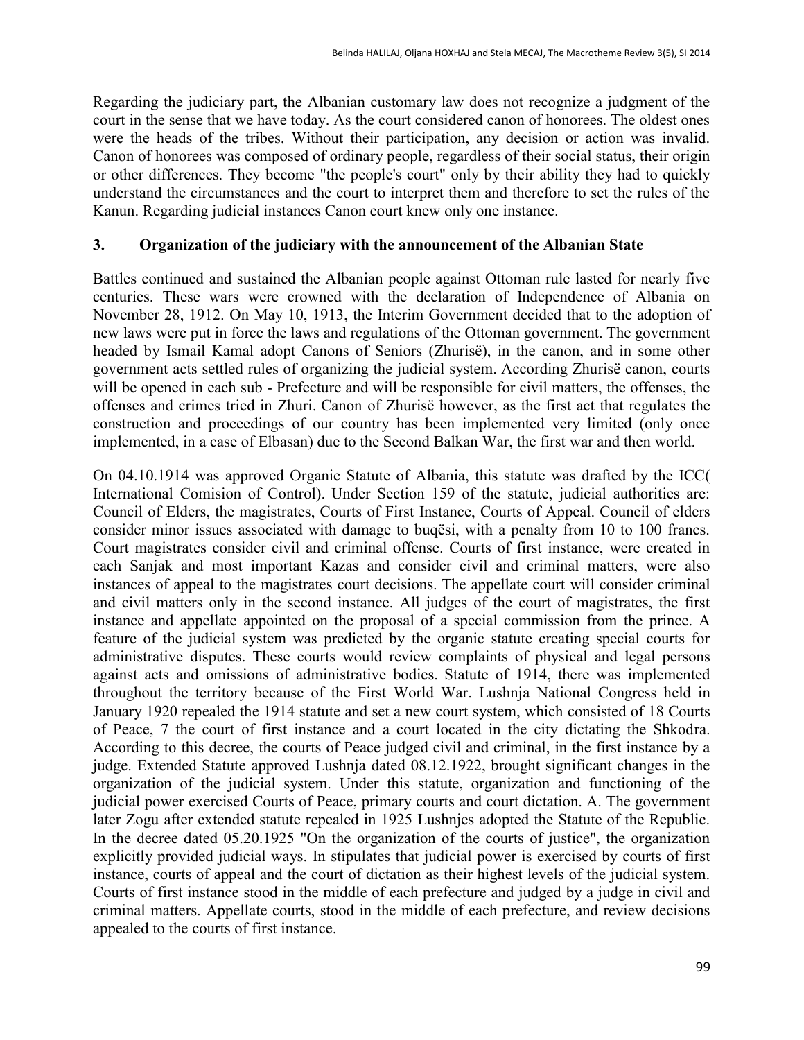Regarding the judiciary part, the Albanian customary law does not recognize a judgment of the court in the sense that we have today. As the court considered canon of honorees. The oldest ones were the heads of the tribes. Without their participation, any decision or action was invalid. Canon of honorees was composed of ordinary people, regardless of their social status, their origin or other differences. They become "the people's court" only by their ability they had to quickly understand the circumstances and the court to interpret them and therefore to set the rules of the Kanun. Regarding judicial instances Canon court knew only one instance.

## 3. Organization of the judiciary with the announcement of the Albanian State

Battles continued and sustained the Albanian people against Ottoman rule lasted for nearly five centuries. These wars were crowned with the declaration of Independence of Albania on November 28, 1912. On May 10, 1913, the Interim Government decided that to the adoption of new laws were put in force the laws and regulations of the Ottoman government. The government headed by Ismail Kamal adopt Canons of Seniors (Zhurisë), in the canon, and in some other government acts settled rules of organizing the judicial system. According Zhurisë canon, courts will be opened in each sub - Prefecture and will be responsible for civil matters, the offenses, the offenses and crimes tried in Zhuri. Canon of Zhurisë however, as the first act that regulates the construction and proceedings of our country has been implemented very limited (only once implemented, in a case of Elbasan) due to the Second Balkan War, the first war and then world.

On 04.10.1914 was approved Organic Statute of Albania, this statute was drafted by the ICC( International Comision of Control). Under Section 159 of the statute, judicial authorities are: Council of Elders, the magistrates, Courts of First Instance, Courts of Appeal. Council of elders consider minor issues associated with damage to buqësi, with a penalty from 10 to 100 francs. Court magistrates consider civil and criminal offense. Courts of first instance, were created in each Sanjak and most important Kazas and consider civil and criminal matters, were also instances of appeal to the magistrates court decisions. The appellate court will consider criminal and civil matters only in the second instance. All judges of the court of magistrates, the first instance and appellate appointed on the proposal of a special commission from the prince. A feature of the judicial system was predicted by the organic statute creating special courts for administrative disputes. These courts would review complaints of physical and legal persons against acts and omissions of administrative bodies. Statute of 1914, there was implemented throughout the territory because of the First World War. Lushnja National Congress held in January 1920 repealed the 1914 statute and set a new court system, which consisted of 18 Courts of Peace, 7 the court of first instance and a court located in the city dictating the Shkodra. According to this decree, the courts of Peace judged civil and criminal, in the first instance by a judge. Extended Statute approved Lushnja dated 08.12.1922, brought significant changes in the organization of the judicial system. Under this statute, organization and functioning of the judicial power exercised Courts of Peace, primary courts and court dictation. A. The government later Zogu after extended statute repealed in 1925 Lushnjes adopted the Statute of the Republic. In the decree dated 05.20.1925 "On the organization of the courts of justice", the organization explicitly provided judicial ways. In stipulates that judicial power is exercised by courts of first instance, courts of appeal and the court of dictation as their highest levels of the judicial system. Courts of first instance stood in the middle of each prefecture and judged by a judge in civil and criminal matters. Appellate courts, stood in the middle of each prefecture, and review decisions appealed to the courts of first instance.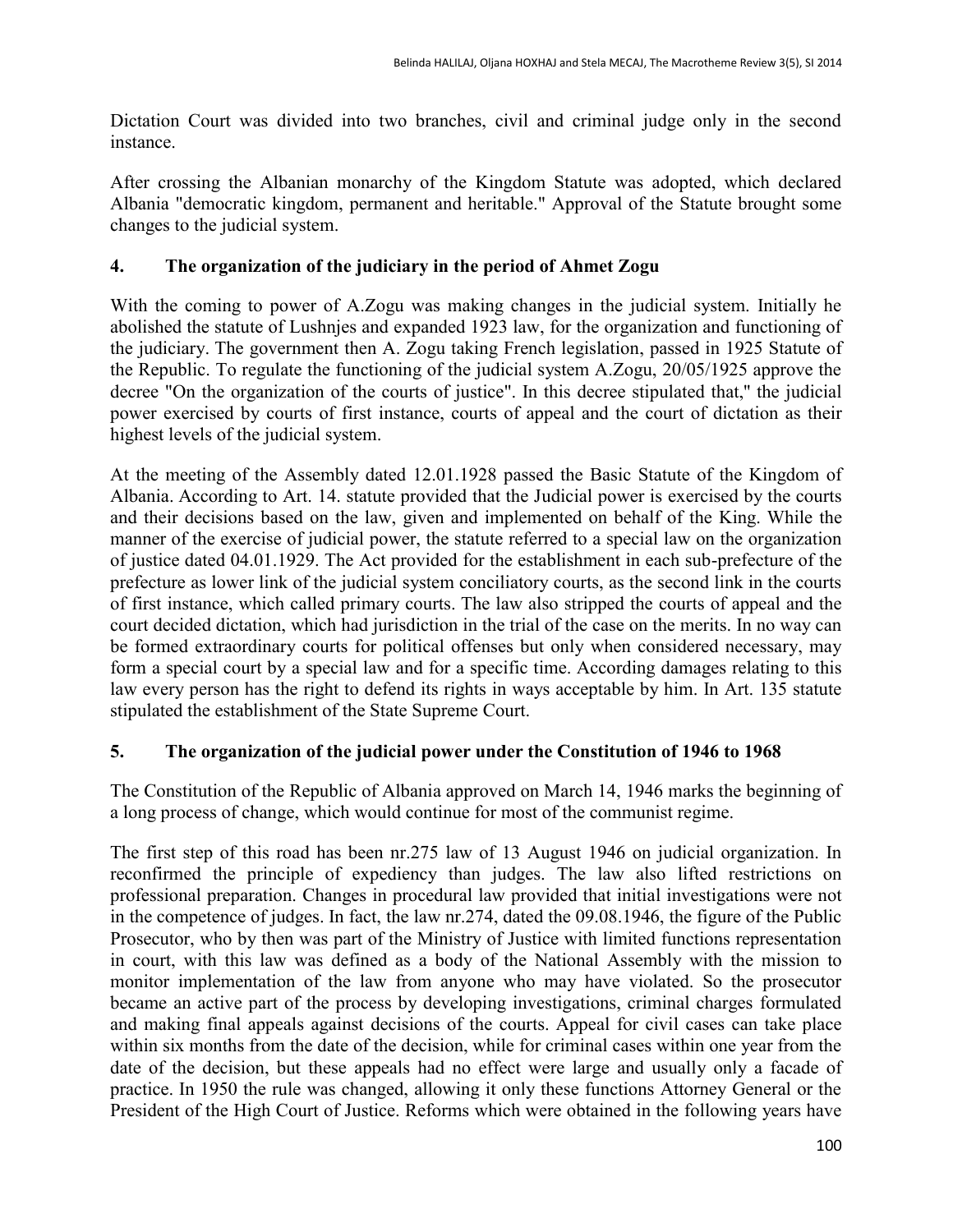Dictation Court was divided into two branches, civil and criminal judge only in the second instance.

After crossing the Albanian monarchy of the Kingdom Statute was adopted, which declared Albania "democratic kingdom, permanent and heritable." Approval of the Statute brought some changes to the judicial system.

## 4. The organization of the judiciary in the period of Ahmet Zogu

With the coming to power of A.Zogu was making changes in the judicial system. Initially he abolished the statute of Lushnjes and expanded 1923 law, for the organization and functioning of the judiciary. The government then A. Zogu taking French legislation, passed in 1925 Statute of the Republic. To regulate the functioning of the judicial system A.Zogu, 20/05/1925 approve the decree "On the organization of the courts of justice". In this decree stipulated that," the judicial power exercised by courts of first instance, courts of appeal and the court of dictation as their highest levels of the judicial system.

At the meeting of the Assembly dated 12.01.1928 passed the Basic Statute of the Kingdom of Albania. According to Art. 14. statute provided that the Judicial power is exercised by the courts and their decisions based on the law, given and implemented on behalf of the King. While the manner of the exercise of judicial power, the statute referred to a special law on the organization of justice dated 04.01.1929. The Act provided for the establishment in each sub-prefecture of the prefecture as lower link of the judicial system conciliatory courts, as the second link in the courts of first instance, which called primary courts. The law also stripped the courts of appeal and the court decided dictation, which had jurisdiction in the trial of the case on the merits. In no way can be formed extraordinary courts for political offenses but only when considered necessary, may form a special court by a special law and for a specific time. According damages relating to this law every person has the right to defend its rights in ways acceptable by him. In Art. 135 statute stipulated the establishment of the State Supreme Court.

## 5. The organization of the judicial power under the Constitution of 1946 to 1968

The Constitution of the Republic of Albania approved on March 14, 1946 marks the beginning of a long process of change, which would continue for most of the communist regime.

The first step of this road has been nr.275 law of 13 August 1946 on judicial organization. In reconfirmed the principle of expediency than judges. The law also lifted restrictions on professional preparation. Changes in procedural law provided that initial investigations were not in the competence of judges. In fact, the law nr.274, dated the 09.08.1946, the figure of the Public Prosecutor, who by then was part of the Ministry of Justice with limited functions representation in court, with this law was defined as a body of the National Assembly with the mission to monitor implementation of the law from anyone who may have violated. So the prosecutor became an active part of the process by developing investigations, criminal charges formulated and making final appeals against decisions of the courts. Appeal for civil cases can take place within six months from the date of the decision, while for criminal cases within one year from the date of the decision, but these appeals had no effect were large and usually only a facade of practice. In 1950 the rule was changed, allowing it only these functions Attorney General or the President of the High Court of Justice. Reforms which were obtained in the following years have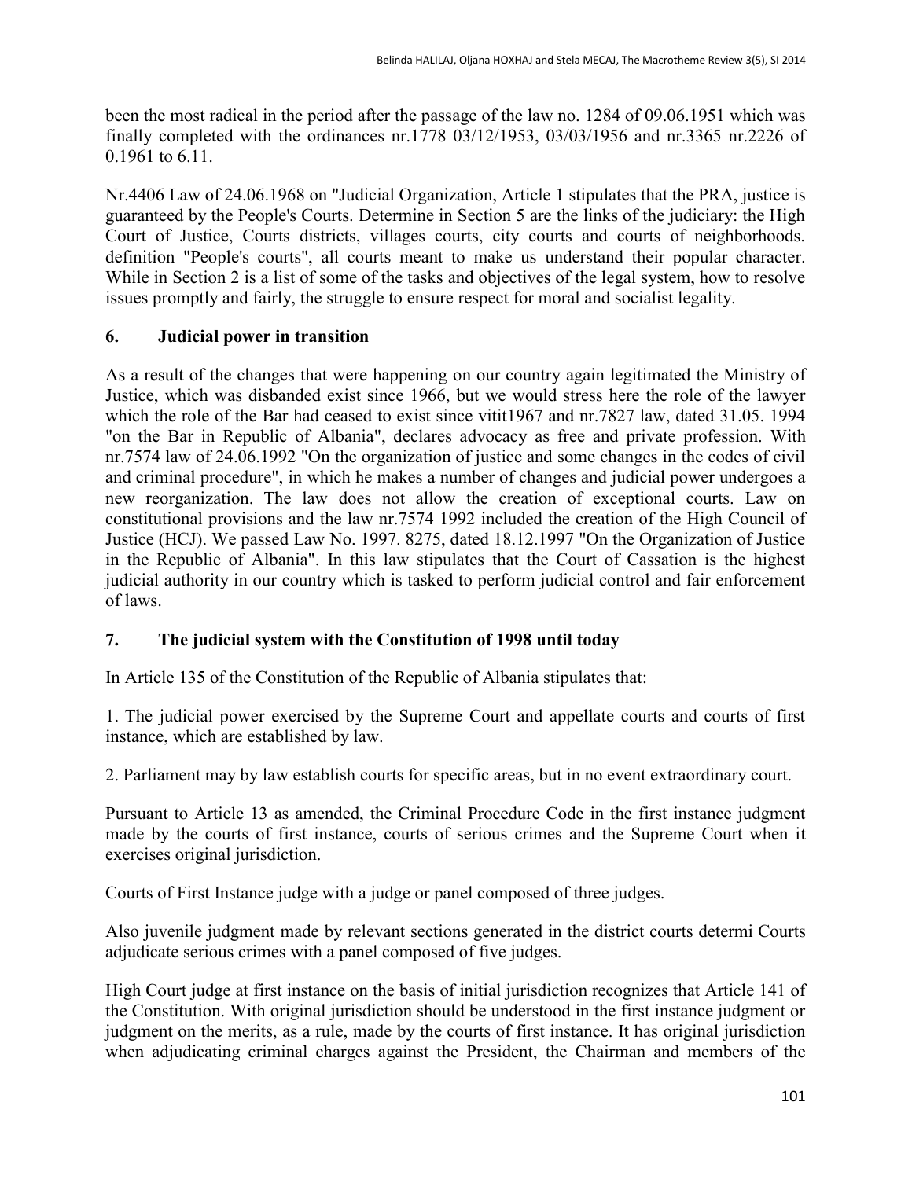been the most radical in the period after the passage of the law no. 1284 of 09.06.1951 which was finally completed with the ordinances nr.1778 03/12/1953, 03/03/1956 and nr.3365 nr.2226 of 0.1961 to 6.11.

Nr.4406 Law of 24.06.1968 on "Judicial Organization, Article 1 stipulates that the PRA, justice is guaranteed by the People's Courts. Determine in Section 5 are the links of the judiciary: the High Court of Justice, Courts districts, villages courts, city courts and courts of neighborhoods. definition "People's courts", all courts meant to make us understand their popular character. While in Section 2 is a list of some of the tasks and objectives of the legal system, how to resolve issues promptly and fairly, the struggle to ensure respect for moral and socialist legality.

## 6. Judicial power in transition

As a result of the changes that were happening on our country again legitimated the Ministry of Justice, which was disbanded exist since 1966, but we would stress here the role of the lawyer which the role of the Bar had ceased to exist since vitit1967 and nr.7827 law, dated 31.05. 1994 "on the Bar in Republic of Albania", declares advocacy as free and private profession. With nr.7574 law of 24.06.1992 "On the organization of justice and some changes in the codes of civil and criminal procedure", in which he makes a number of changes and judicial power undergoes a new reorganization. The law does not allow the creation of exceptional courts. Law on constitutional provisions and the law nr.7574 1992 included the creation of the High Council of Justice (HCJ). We passed Law No. 1997. 8275, dated 18.12.1997 "On the Organization of Justice in the Republic of Albania". In this law stipulates that the Court of Cassation is the highest judicial authority in our country which is tasked to perform judicial control and fair enforcement of laws.

## 7. The judicial system with the Constitution of 1998 until today

In Article 135 of the Constitution of the Republic of Albania stipulates that:

1. The judicial power exercised by the Supreme Court and appellate courts and courts of first instance, which are established by law.

2. Parliament may by law establish courts for specific areas, but in no event extraordinary court.

Pursuant to Article 13 as amended, the Criminal Procedure Code in the first instance judgment made by the courts of first instance, courts of serious crimes and the Supreme Court when it exercises original jurisdiction.

Courts of First Instance judge with a judge or panel composed of three judges.

Also juvenile judgment made by relevant sections generated in the district courts determi Courts adjudicate serious crimes with a panel composed of five judges.

High Court judge at first instance on the basis of initial jurisdiction recognizes that Article 141 of the Constitution. With original jurisdiction should be understood in the first instance judgment or judgment on the merits, as a rule, made by the courts of first instance. It has original jurisdiction when adjudicating criminal charges against the President, the Chairman and members of the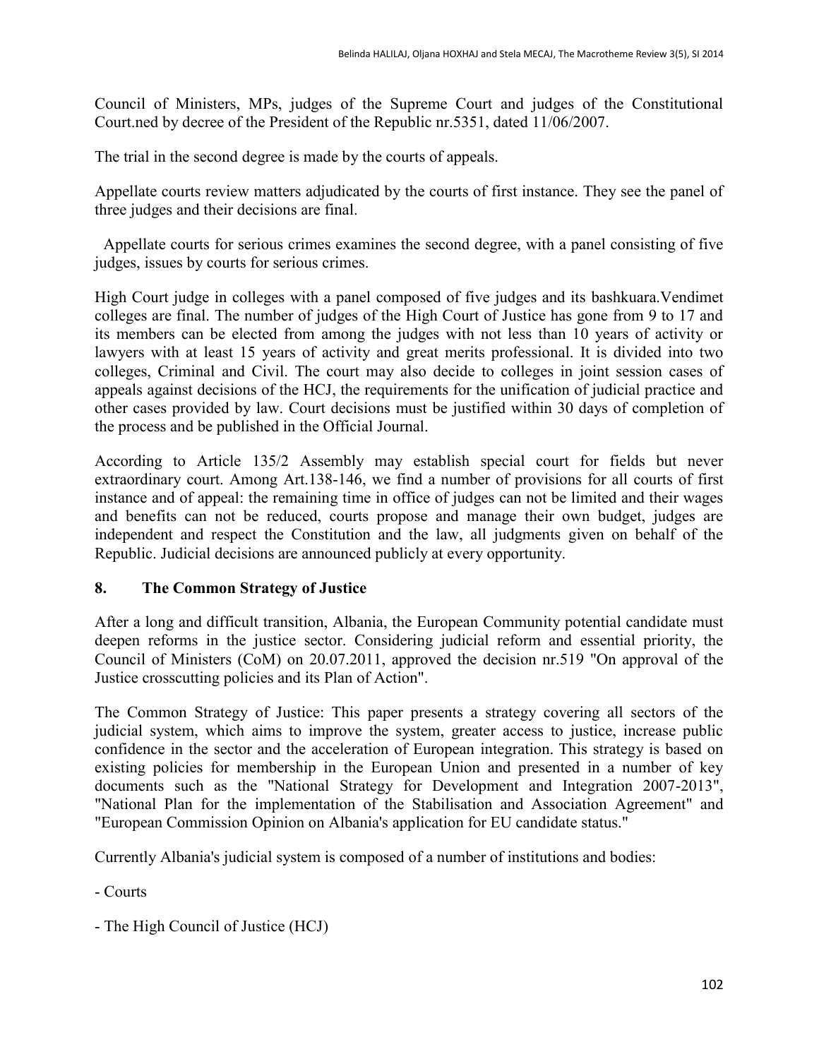Council of Ministers, MPs, judges of the Supreme Court and judges of the Constitutional Court.ned by decree of the President of the Republic nr.5351, dated 11/06/2007.

The trial in the second degree is made by the courts of appeals.

Appellate courts review matters adjudicated by the courts of first instance. They see the panel of three judges and their decisions are final.

Appellate courts for serious crimes examines the second degree, with a panel consisting of five judges, issues by courts for serious crimes.

High Court judge in colleges with a panel composed of five judges and its bashkuara.Vendimet colleges are final. The number of judges of the High Court of Justice has gone from 9 to 17 and its members can be elected from among the judges with not less than 10 years of activity or lawyers with at least 15 years of activity and great merits professional. It is divided into two colleges, Criminal and Civil. The court may also decide to colleges in joint session cases of appeals against decisions of the HCJ, the requirements for the unification of judicial practice and other cases provided by law. Court decisions must be justified within 30 days of completion of the process and be published in the Official Journal.

According to Article 135/2 Assembly may establish special court for fields but never extraordinary court. Among Art.138-146, we find a number of provisions for all courts of first instance and of appeal: the remaining time in office of judges can not be limited and their wages and benefits can not be reduced, courts propose and manage their own budget, judges are independent and respect the Constitution and the law, all judgments given on behalf of the Republic. Judicial decisions are announced publicly at every opportunity.

## 8. The Common Strategy of Justice

After a long and difficult transition, Albania, the European Community potential candidate must deepen reforms in the justice sector. Considering judicial reform and essential priority, the Council of Ministers (CoM) on 20.07.2011, approved the decision nr.519 "On approval of the Justice crosscutting policies and its Plan of Action".

The Common Strategy of Justice: This paper presents a strategy covering all sectors of the judicial system, which aims to improve the system, greater access to justice, increase public confidence in the sector and the acceleration of European integration. This strategy is based on existing policies for membership in the European Union and presented in a number of key documents such as the "National Strategy for Development and Integration 2007-2013", "National Plan for the implementation of the Stabilisation and Association Agreement" and "European Commission Opinion on Albania's application for EU candidate status."

Currently Albania's judicial system is composed of a number of institutions and bodies:

- Courts

- The High Council of Justice (HCJ)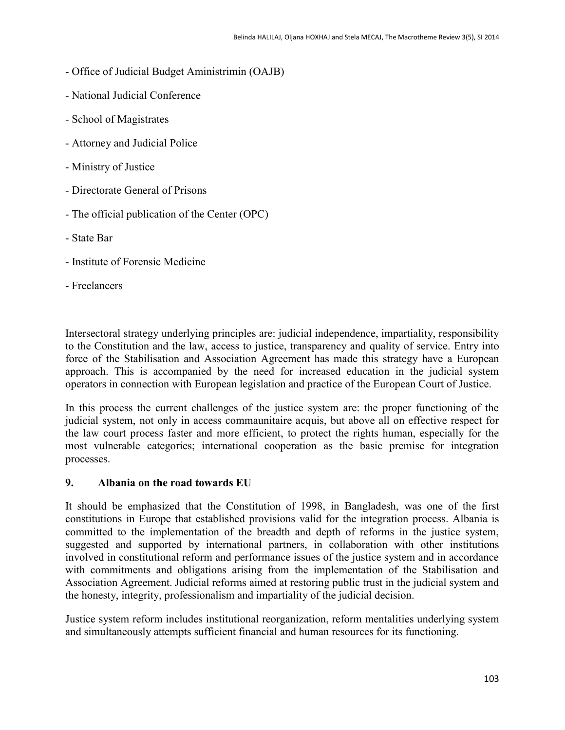- Office of Judicial Budget Aministrimin (OAJB)
- National Judicial Conference
- School of Magistrates
- Attorney and Judicial Police
- Ministry of Justice
- Directorate General of Prisons
- The official publication of the Center (OPC)
- State Bar
- Institute of Forensic Medicine
- Freelancers

Intersectoral strategy underlying principles are: judicial independence, impartiality, responsibility to the Constitution and the law, access to justice, transparency and quality of service. Entry into force of the Stabilisation and Association Agreement has made this strategy have a European approach. This is accompanied by the need for increased education in the judicial system operators in connection with European legislation and practice of the European Court of Justice.

In this process the current challenges of the justice system are: the proper functioning of the judicial system, not only in access commaunitaire acquis, but above all on effective respect for the law court process faster and more efficient, to protect the rights human, especially for the most vulnerable categories; international cooperation as the basic premise for integration processes.

## 9. Albania on the road towards EU

It should be emphasized that the Constitution of 1998, in Bangladesh, was one of the first constitutions in Europe that established provisions valid for the integration process. Albania is committed to the implementation of the breadth and depth of reforms in the justice system, suggested and supported by international partners, in collaboration with other institutions involved in constitutional reform and performance issues of the justice system and in accordance with commitments and obligations arising from the implementation of the Stabilisation and Association Agreement. Judicial reforms aimed at restoring public trust in the judicial system and the honesty, integrity, professionalism and impartiality of the judicial decision.

Justice system reform includes institutional reorganization, reform mentalities underlying system and simultaneously attempts sufficient financial and human resources for its functioning.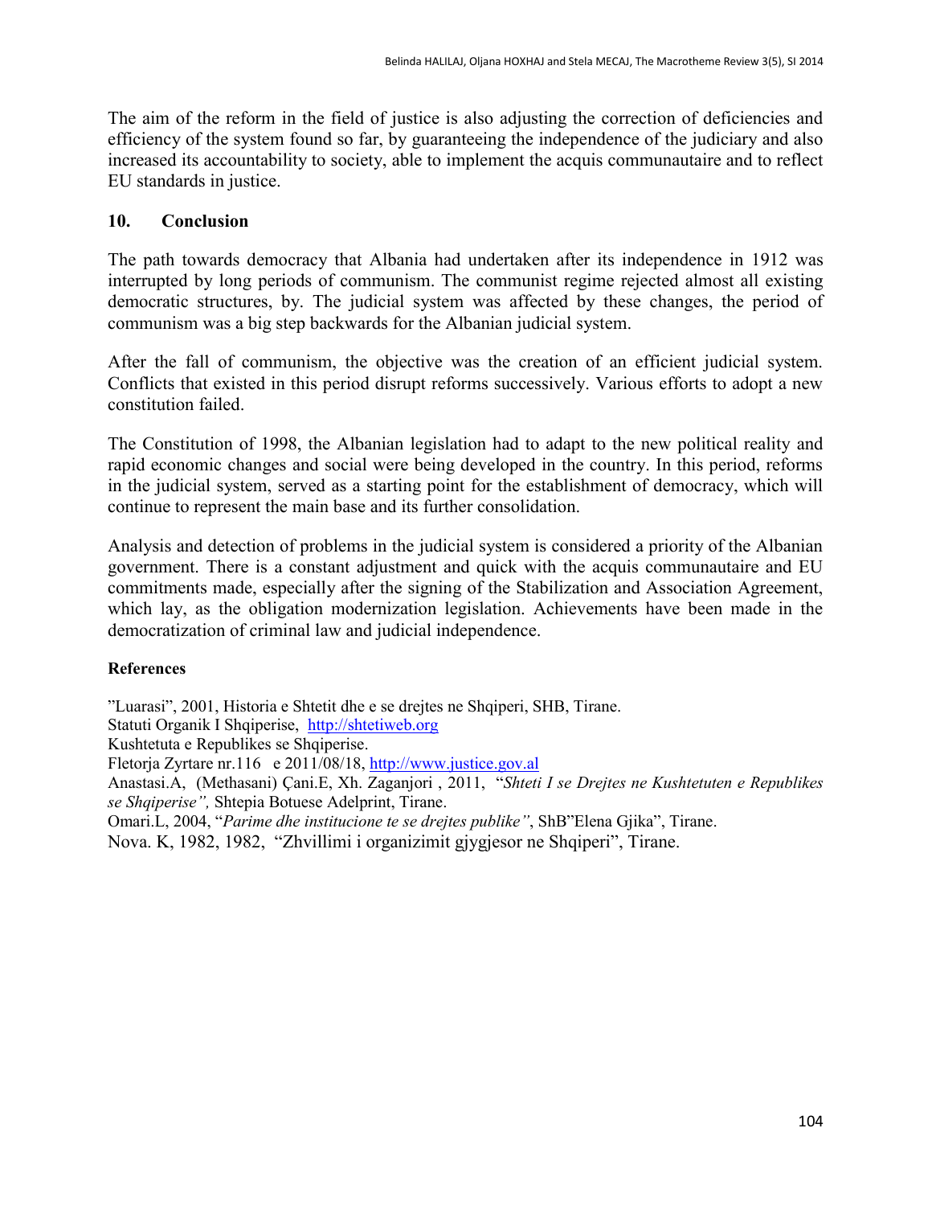The aim of the reform in the field of justice is also adjusting the correction of deficiencies and efficiency of the system found so far, by guaranteeing the independence of the judiciary and also increased its accountability to society, able to implement the acquis communautaire and to reflect EU standards in justice.

## 10. Conclusion

The path towards democracy that Albania had undertaken after its independence in 1912 was interrupted by long periods of communism. The communist regime rejected almost all existing democratic structures, by. The judicial system was affected by these changes, the period of communism was a big step backwards for the Albanian judicial system.

After the fall of communism, the objective was the creation of an efficient judicial system. Conflicts that existed in this period disrupt reforms successively. Various efforts to adopt a new constitution failed.

The Constitution of 1998, the Albanian legislation had to adapt to the new political reality and rapid economic changes and social were being developed in the country. In this period, reforms in the judicial system, served as a starting point for the establishment of democracy, which will continue to represent the main base and its further consolidation.

Analysis and detection of problems in the judicial system is considered a priority of the Albanian government. There is a constant adjustment and quick with the acquis communautaire and EU commitments made, especially after the signing of the Stabilization and Association Agreement, which lay, as the obligation modernization legislation. Achievements have been made in the democratization of criminal law and judicial independence.

**References**

"Luarasi", 2001, Historia e Shtetit dhe e se drejtes ne Shqiperi, SHB, Tirane.

Statuti Organik I Shqiperise, http://shtetiweb.org

Kushtetuta e Republikes se Shqiperise.

Fletorja Zyrtare nr.116 e 2011/08/18, http://www.justice.gov.al

Anastasi.A, (Methasani) Çani.E, Xh. Zaganjori , 2011, "*Shteti I se Drejtes ne Kushtetuten e Republikes se Shqiperise",* Shtepia Botuese Adelprint, Tirane.

Omari.L, 2004, "*Parime dhe institucione te se drejtes publike"*, ShB"Elena Gjika", Tirane.

Nova. K, 1982, 1982, "Zhvillimi i organizimit gjygjesor ne Shqiperi", Tirane.